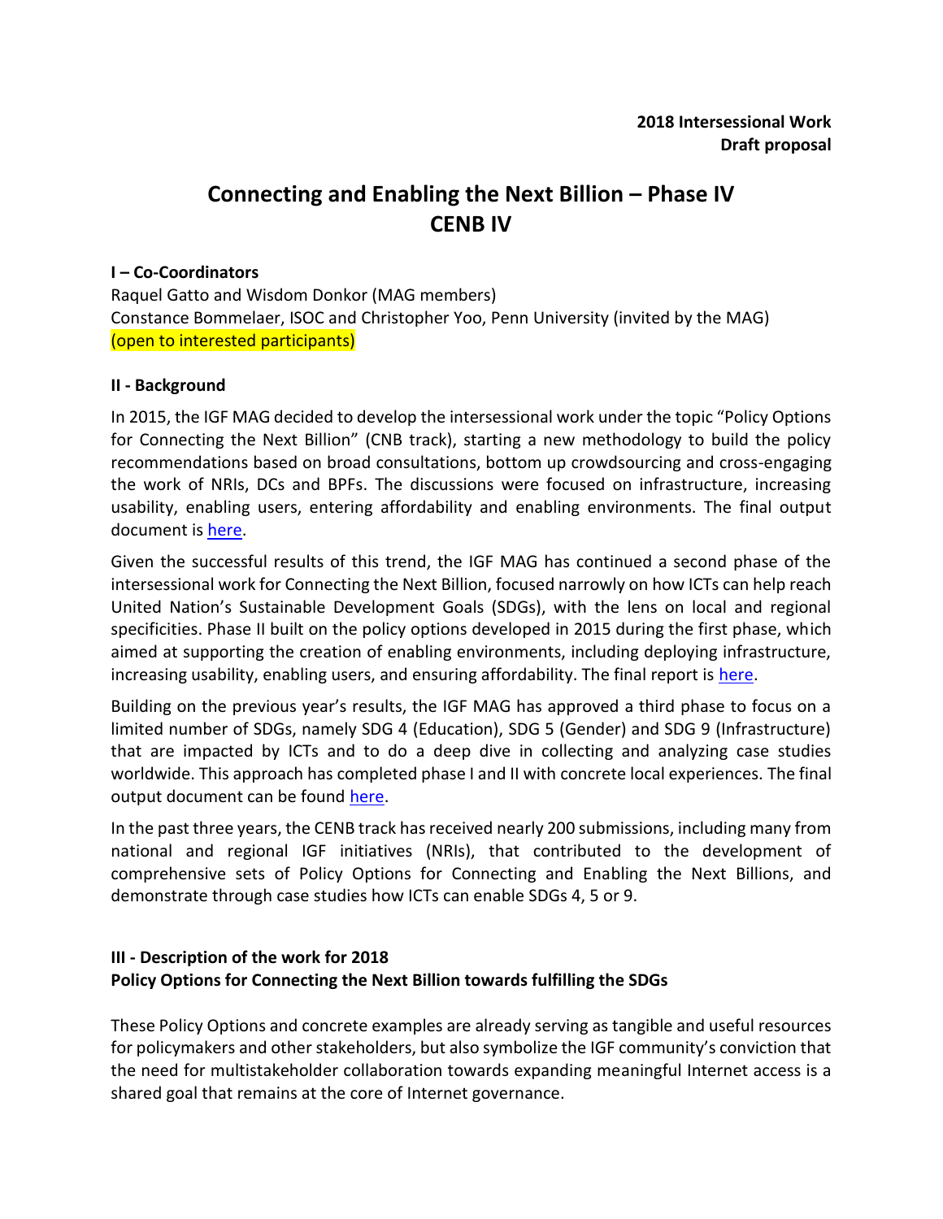**2018 Intersessional Work**
**Draft proposal**

# Connecting and Enabling the Next Billion – Phase IV
# CENB IV

**I – Co-Coordinators**

Raquel Gatto and Wisdom Donkor (MAG members)
Constance Bommelaer, ISOC and Christopher Yoo, Penn University (invited by the MAG)
(open to interested participants)

**II - Background**

In 2015, the IGF MAG decided to develop the intersessional work under the topic "Policy Options for Connecting the Next Billion" (CNB track), starting a new methodology to build the policy recommendations based on broad consultations, bottom up crowdsourcing and cross-engaging the work of NRIs, DCs and BPFs. The discussions were focused on infrastructure, increasing usability, enabling users, entering affordability and enabling environments. The final output document is here.

Given the successful results of this trend, the IGF MAG has continued a second phase of the intersessional work for Connecting the Next Billion, focused narrowly on how ICTs can help reach United Nation's Sustainable Development Goals (SDGs), with the lens on local and regional specificities. Phase II built on the policy options developed in 2015 during the first phase, which aimed at supporting the creation of enabling environments, including deploying infrastructure, increasing usability, enabling users, and ensuring affordability. The final report is here.

Building on the previous year's results, the IGF MAG has approved a third phase to focus on a limited number of SDGs, namely SDG 4 (Education), SDG 5 (Gender) and SDG 9 (Infrastructure) that are impacted by ICTs and to do a deep dive in collecting and analyzing case studies worldwide. This approach has completed phase I and II with concrete local experiences. The final output document can be found here.

In the past three years, the CENB track has received nearly 200 submissions, including many from national and regional IGF initiatives (NRIs), that contributed to the development of comprehensive sets of Policy Options for Connecting and Enabling the Next Billions, and demonstrate through case studies how ICTs can enable SDGs 4, 5 or 9.

**III - Description of the work for 2018**
**Policy Options for Connecting the Next Billion towards fulfilling the SDGs**

These Policy Options and concrete examples are already serving as tangible and useful resources for policymakers and other stakeholders, but also symbolize the IGF community's conviction that the need for multistakeholder collaboration towards expanding meaningful Internet access is a shared goal that remains at the core of Internet governance.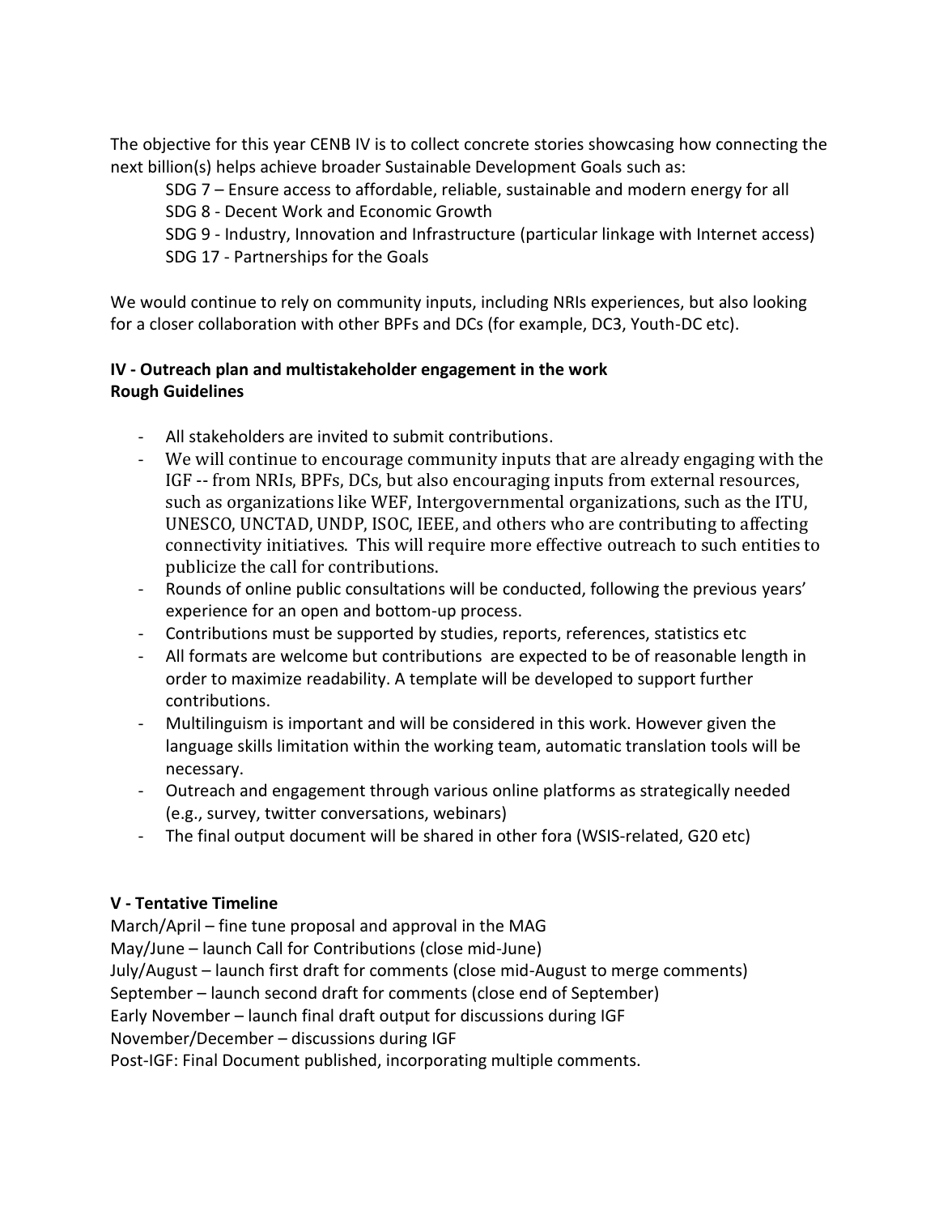The objective for this year CENB IV is to collect concrete stories showcasing how connecting the next billion(s) helps achieve broader Sustainable Development Goals such as:

SDG 7 – Ensure access to affordable, reliable, sustainable and modern energy for all
SDG 8 - Decent Work and Economic Growth
SDG 9 - Industry, Innovation and Infrastructure (particular linkage with Internet access)
SDG 17 - Partnerships for the Goals

We would continue to rely on community inputs, including NRIs experiences, but also looking for a closer collaboration with other BPFs and DCs (for example, DC3, Youth-DC etc).

**IV - Outreach plan and multistakeholder engagement in the work**
**Rough Guidelines**

- All stakeholders are invited to submit contributions.
- We will continue to encourage community inputs that are already engaging with the IGF -- from NRIs, BPFs, DCs, but also encouraging inputs from external resources, such as organizations like WEF, Intergovernmental organizations, such as the ITU, UNESCO, UNCTAD, UNDP, ISOC, IEEE, and others who are contributing to affecting connectivity initiatives. This will require more effective outreach to such entities to publicize the call for contributions.
- Rounds of online public consultations will be conducted, following the previous years' experience for an open and bottom-up process.
- Contributions must be supported by studies, reports, references, statistics etc
- All formats are welcome but contributions are expected to be of reasonable length in order to maximize readability. A template will be developed to support further contributions.
- Multilinguism is important and will be considered in this work. However given the language skills limitation within the working team, automatic translation tools will be necessary.
- Outreach and engagement through various online platforms as strategically needed (e.g., survey, twitter conversations, webinars)
- The final output document will be shared in other fora (WSIS-related, G20 etc)

**V - Tentative Timeline**

March/April – fine tune proposal and approval in the MAG
May/June – launch Call for Contributions (close mid-June)
July/August – launch first draft for comments (close mid-August to merge comments)
September – launch second draft for comments (close end of September)
Early November – launch final draft output for discussions during IGF
November/December – discussions during IGF
Post-IGF: Final Document published, incorporating multiple comments.